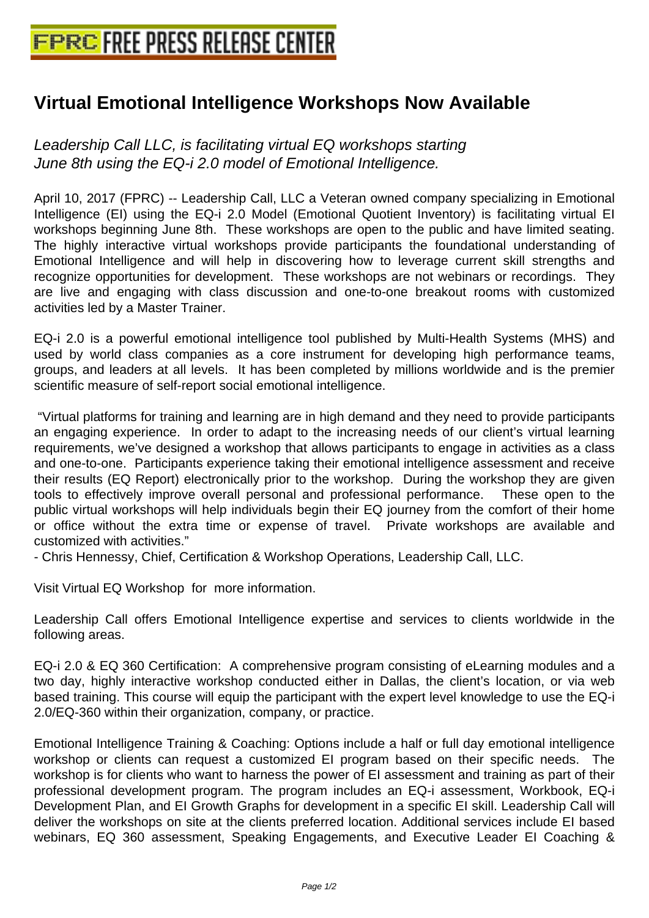# Virtual Emotional Intelligence Workshops Now Available

*Leadership Call LLC, is facilitating virtual EQ workshops starting June 8th using the EQ-i 2.0 model of Emotional Intelligence.*

April 10, 2017 (FPRC) -- Leadership Call, LLC a Veteran owned company specializing in Emotional Intelligence (EI) using the EQ-i 2.0 Model (Emotional Quotient Inventory) is facilitating virtual EI workshops beginning June 8th. These workshops are open to the public and have limited seating. The highly interactive virtual workshops provide participants the foundational understanding of Emotional Intelligence and will help in discovering how to leverage current skill strengths and recognize opportunities for development. These workshops are not webinars or recordings. They are live and engaging with class discussion and one-to-one breakout rooms with customized activities led by a Master Trainer.

EQ-i 2.0 is a powerful emotional intelligence tool published by Multi-Health Systems (MHS) and used by world class companies as a core instrument for developing high performance teams, groups, and leaders at all levels. It has been completed by millions worldwide and is the premier scientific measure of self-report social emotional intelligence.

"Virtual platforms for training and learning are in high demand and they need to provide participants an engaging experience. In order to adapt to the increasing needs of our client's virtual learning requirements, we've designed a workshop that allows participants to engage in activities as a class and one-to-one. Participants experience taking their emotional intelligence assessment and receive their results (EQ Report) electronically prior to the workshop. During the workshop they are given tools to effectively improve overall personal and professional performance. These open to the public virtual workshops will help individuals begin their EQ journey from the comfort of their home or office without the extra time or expense of travel. Private workshops are available and customized with activities."

- Chris Hennessy, Chief, Certification & Workshop Operations, Leadership Call, LLC.

Visit Virtual EQ Workshop for more information.

Leadership Call offers Emotional Intelligence expertise and services to clients worldwide in the following areas.

EQ-i 2.0 & EQ 360 Certification: A comprehensive program consisting of eLearning modules and a two day, highly interactive workshop conducted either in Dallas, the client's location, or via web based training. This course will equip the participant with the expert level knowledge to use the EQ-i 2.0/EQ-360 within their organization, company, or practice.

Emotional Intelligence Training & Coaching: Options include a half or full day emotional intelligence workshop or clients can request a customized EI program based on their specific needs. The workshop is for clients who want to harness the power of EI assessment and training as part of their professional development program. The program includes an EQ-i assessment, Workbook, EQ-i Development Plan, and EI Growth Graphs for development in a specific EI skill. Leadership Call will deliver the workshops on site at the clients preferred location. Additional services include EI based webinars, EQ 360 assessment, Speaking Engagements, and Executive Leader EI Coaching &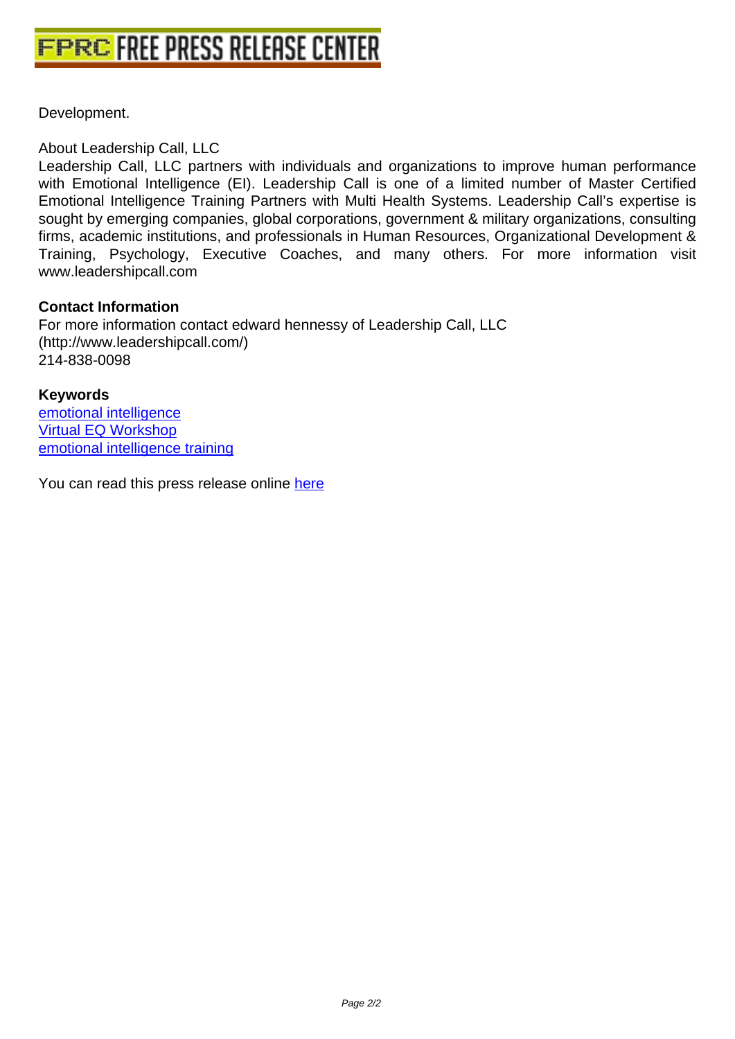Development.

About Leadership Call, LLC

Leadership Call, LLC partners with individuals and organizations to improve human performance with Emotional Intelligence (EI). Leadership Call is one of a limited number of Master Certified Emotional Intelligence Training Partners with Multi Health Systems. Leadership Call's expertise is sought by emerging companies, global corporations, government & military organizations, consulting firms, academic institutions, and professionals in Human Resources, Organizational Development & Training, Psychology, Executive Coaches, and many others. For more information visit www.leadershipcall.com

**Contact Information**

For more information contact edward hennessy of Leadership Call, LLC
(http://www.leadershipcall.com/)
214-838-0098

**Keywords**

emotional intelligence
Virtual EQ Workshop
emotional intelligence training

You can read this press release online here